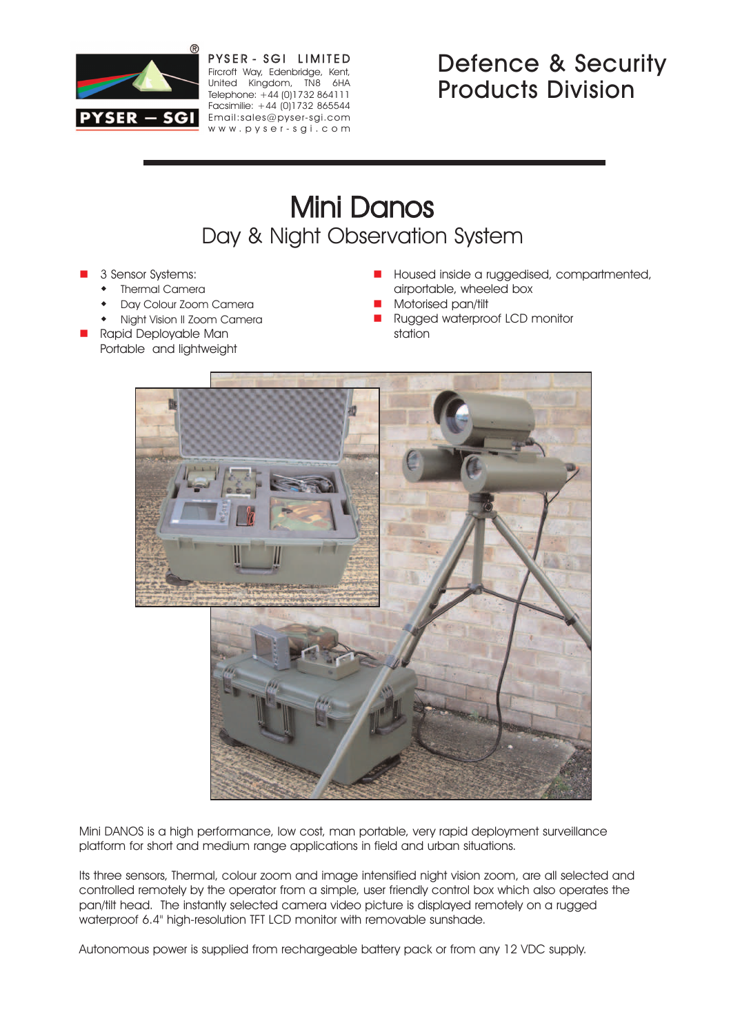PYSER - SGI LIMITED
Fircroft Way, Edenbridge, Kent,
United Kingdom, TN8 6HA
Telephone: +44 (0)1732 864111
Facsimilie: +44 (0)1732 865544
Email:sales@pyser-sgi.com
www.pyser-sgi.com

# Defence & Security Products Division

# Mini Danos

## Day & Night Observation System

- 3 Sensor Systems:
  - Thermal Camera
  - Day Colour Zoom Camera
  - Night Vision II Zoom Camera
- Rapid Deployable Man Portable and lightweight
- Housed inside a ruggedised, compartmented, airportable, wheeled box
- Motorised pan/tilt
- Rugged waterproof LCD monitor station

Mini DANOS is a high performance, low cost, man portable, very rapid deployment surveillance platform for short and medium range applications in field and urban situations.

Its three sensors, Thermal, colour zoom and image intensified night vision zoom, are all selected and controlled remotely by the operator from a simple, user friendly control box which also operates the pan/tilt head. The instantly selected camera video picture is displayed remotely on a rugged waterproof 6.4" high-resolution TFT LCD monitor with removable sunshade.

Autonomous power is supplied from rechargeable battery pack or from any 12 VDC supply.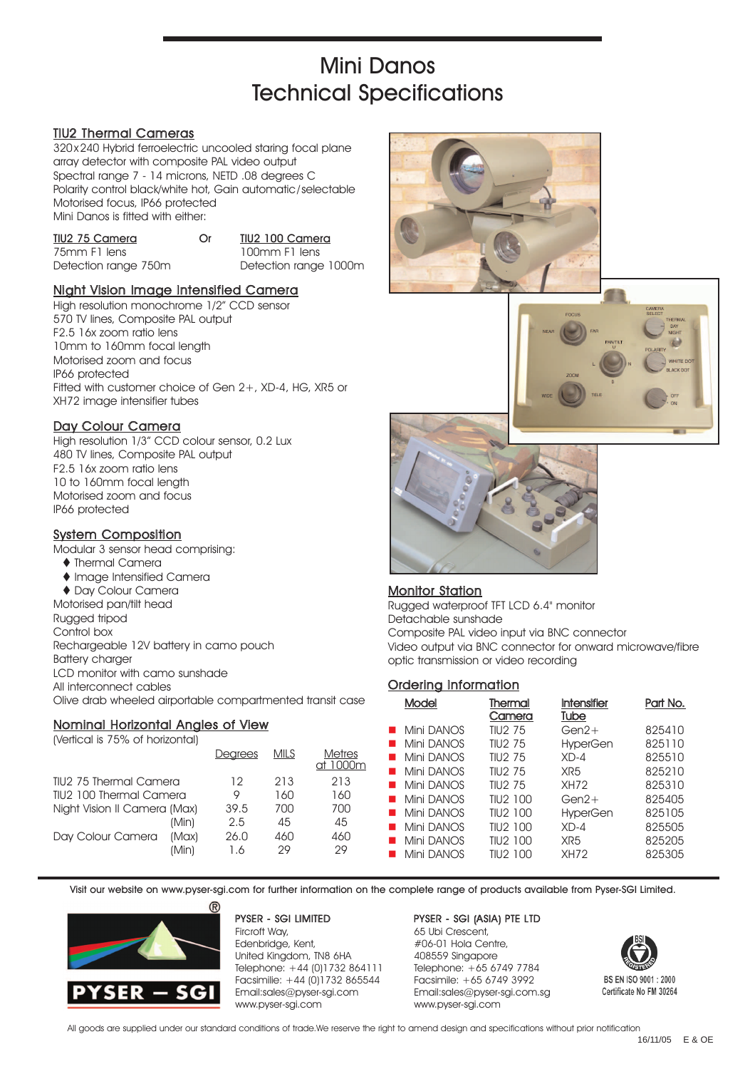# Mini Danos
# Technical Specifications

## TIU2 Thermal Cameras

320x240 Hybrid ferroelectric uncooled staring focal plane array detector with composite PAL video output
Spectral range 7 - 14 microns, NETD .08 degrees C
Polarity control black/white hot, Gain automatic/selectable
Motorised focus, IP66 protected
Mini Danos is fitted with either:

| TIU2 75 Camera | Or | TIU2 100 Camera |
|---|---|---|
| 75mm F1 lens | | 100mm F1 lens |
| Detection range 750m | | Detection range 1000m |

## Night Vision Image Intensified Camera

High resolution monochrome 1/2" CCD sensor
570 TV lines, Composite PAL output
F2.5 16x zoom ratio lens
10mm to 160mm focal length
Motorised zoom and focus
IP66 protected
Fitted with customer choice of Gen 2+, XD-4, HG, XR5 or XH72 image intensifier tubes

## Day Colour Camera

High resolution 1/3" CCD colour sensor, 0.2 Lux
480 TV lines, Composite PAL output
F2.5 16x zoom ratio lens
10 to 160mm focal length
Motorised zoom and focus
IP66 protected

## System Composition

Modular 3 sensor head comprising:

- Thermal Camera
- Image Intensified Camera
- Day Colour Camera

Motorised pan/tilt head
Rugged tripod
Control box
Rechargeable 12V battery in camo pouch
Battery charger
LCD monitor with camo sunshade
All interconnect cables
Olive drab wheeled airportable compartmented transit case

## Nominal Horizontal Angles of View

(Vertical is 75% of horizontal)

| | | Degrees | MILS | Metres at 1000m |
|---|---|---|---|---|
| TIU2 75 Thermal Camera | | 12 | 213 | 213 |
| TIU2 100 Thermal Camera | | 9 | 160 | 160 |
| Night Vision II Camera | (Max) | 39.5 | 700 | 700 |
| | (Min) | 2.5 | 45 | 45 |
| Day Colour Camera | (Max) | 26.0 | 460 | 460 |
| | (Min) | 1.6 | 29 | 29 |

## Monitor Station

Rugged waterproof TFT LCD 6.4" monitor
Detachable sunshade
Composite PAL video input via BNC connector
Video output via BNC connector for onward microwave/fibre optic transmission or video recording

## Ordering Information

| Model | Thermal Camera | Intensifier Tube | Part No. |
|---|---|---|---|
| Mini DANOS | TIU2 75 | Gen2+ | 825410 |
| Mini DANOS | TIU2 75 | HyperGen | 825110 |
| Mini DANOS | TIU2 75 | XD-4 | 825510 |
| Mini DANOS | TIU2 75 | XR5 | 825210 |
| Mini DANOS | TIU2 75 | XH72 | 825310 |
| Mini DANOS | TIU2 100 | Gen2+ | 825405 |
| Mini DANOS | TIU2 100 | HyperGen | 825105 |
| Mini DANOS | TIU2 100 | XD-4 | 825505 |
| Mini DANOS | TIU2 100 | XR5 | 825205 |
| Mini DANOS | TIU2 100 | XH72 | 825305 |

Visit our website on www.pyser-sgi.com for further information on the complete range of products available from Pyser-SGI Limited.

PYSER – SGI

**PYSER - SGI LIMITED**
Fircroft Way,
Edenbridge, Kent,
United Kingdom, TN8 6HA
Telephone: +44 (0)1732 864111
Facsimile: +44 (0)1732 865544
Email:sales@pyser-sgi.com
www.pyser-sgi.com

**PYSER - SGI (ASIA) PTE LTD**
65 Ubi Crescent,
#06-01 Hola Centre,
408559 Singapore
Telephone: +65 6749 7784
Facsimile: +65 6749 3992
Email:sales@pyser-sgi.com.sg
www.pyser-sgi.com

BS EN ISO 9001 : 2000
Certificate No FM 30264

All goods are supplied under our standard conditions of trade.We reserve the right to amend design and specifications without prior notification

16/11/05 E & OE